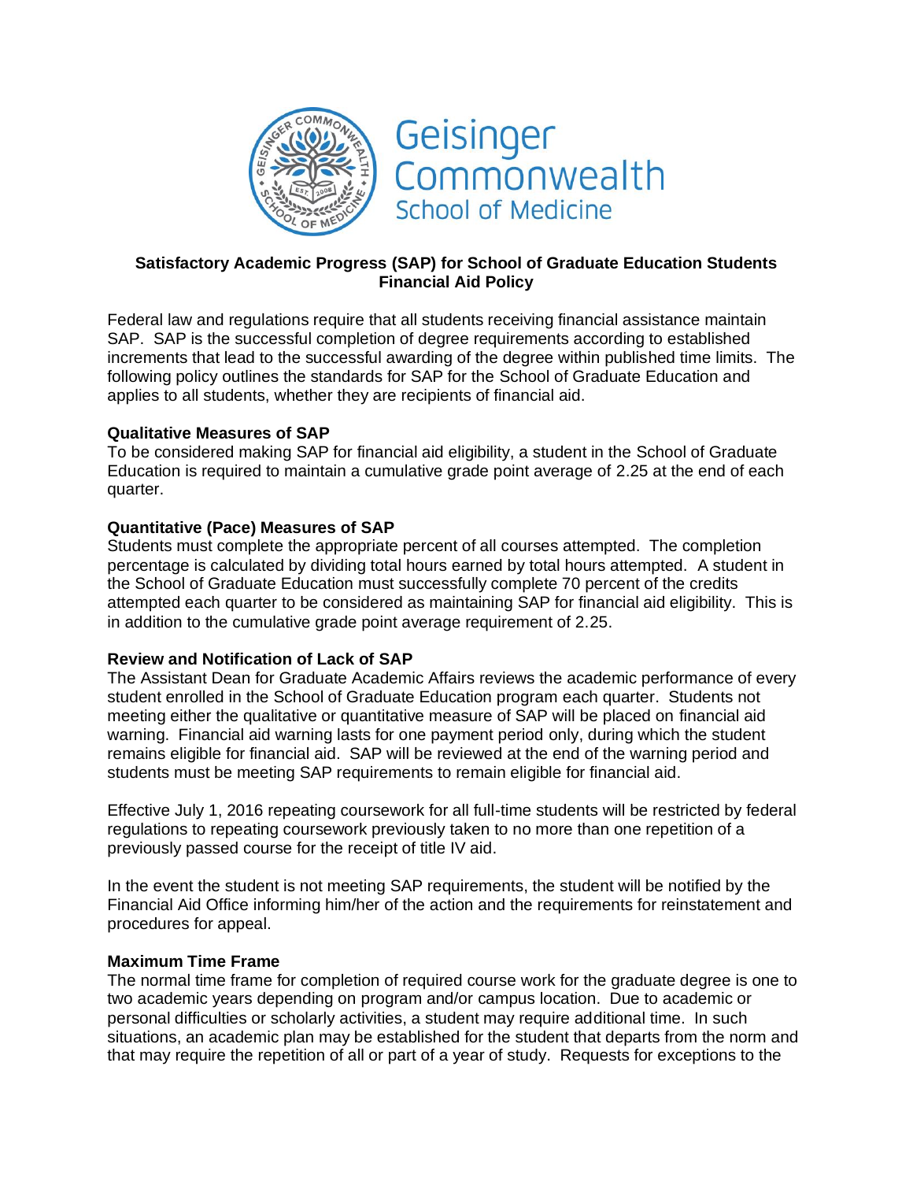# Satisfactory Academic Progress (SAP) for School of Graduate Education Students Financial Aid Policy

Federal law and regulations require that all students receiving financial assistance maintain SAP. SAP is the successful completion of degree requirements according to established increments that lead to the successful awarding of the degree within published time limits. The following policy outlines the standards for SAP for the School of Graduate Education and applies to all students, whether they are recipients of financial aid.

**Qualitative Measures of SAP**

To be considered making SAP for financial aid eligibility, a student in the School of Graduate Education is required to maintain a cumulative grade point average of 2.25 at the end of each quarter.

**Quantitative (Pace) Measures of SAP**

Students must complete the appropriate percent of all courses attempted. The completion percentage is calculated by dividing total hours earned by total hours attempted. A student in the School of Graduate Education must successfully complete 70 percent of the credits attempted each quarter to be considered as maintaining SAP for financial aid eligibility. This is in addition to the cumulative grade point average requirement of 2.25.

**Review and Notification of Lack of SAP**

The Assistant Dean for Graduate Academic Affairs reviews the academic performance of every student enrolled in the School of Graduate Education program each quarter. Students not meeting either the qualitative or quantitative measure of SAP will be placed on financial aid warning. Financial aid warning lasts for one payment period only, during which the student remains eligible for financial aid. SAP will be reviewed at the end of the warning period and students must be meeting SAP requirements to remain eligible for financial aid.

Effective July 1, 2016 repeating coursework for all full-time students will be restricted by federal regulations to repeating coursework previously taken to no more than one repetition of a previously passed course for the receipt of title IV aid.

In the event the student is not meeting SAP requirements, the student will be notified by the Financial Aid Office informing him/her of the action and the requirements for reinstatement and procedures for appeal.

**Maximum Time Frame**

The normal time frame for completion of required course work for the graduate degree is one to two academic years depending on program and/or campus location. Due to academic or personal difficulties or scholarly activities, a student may require additional time. In such situations, an academic plan may be established for the student that departs from the norm and that may require the repetition of all or part of a year of study. Requests for exceptions to the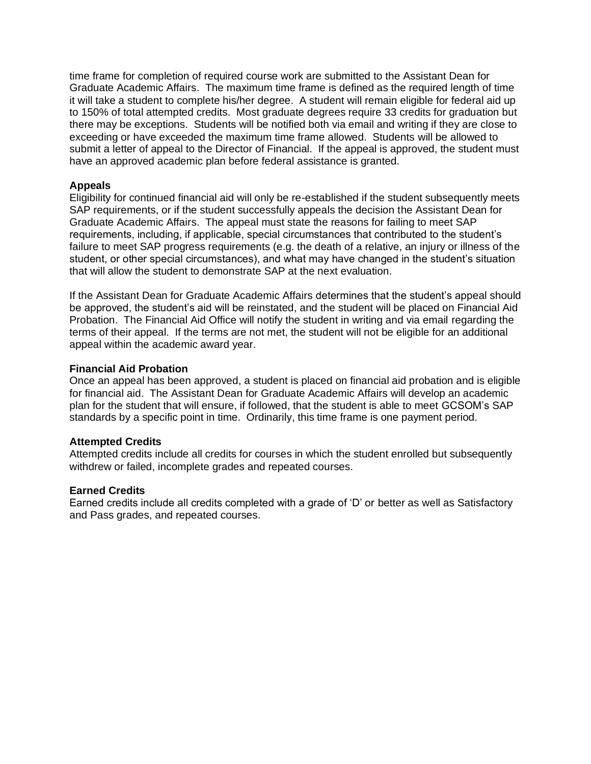time frame for completion of required course work are submitted to the Assistant Dean for Graduate Academic Affairs. The maximum time frame is defined as the required length of time it will take a student to complete his/her degree. A student will remain eligible for federal aid up to 150% of total attempted credits. Most graduate degrees require 33 credits for graduation but there may be exceptions. Students will be notified both via email and writing if they are close to exceeding or have exceeded the maximum time frame allowed. Students will be allowed to submit a letter of appeal to the Director of Financial. If the appeal is approved, the student must have an approved academic plan before federal assistance is granted.

**Appeals**

Eligibility for continued financial aid will only be re-established if the student subsequently meets SAP requirements, or if the student successfully appeals the decision the Assistant Dean for Graduate Academic Affairs. The appeal must state the reasons for failing to meet SAP requirements, including, if applicable, special circumstances that contributed to the student's failure to meet SAP progress requirements (e.g. the death of a relative, an injury or illness of the student, or other special circumstances), and what may have changed in the student's situation that will allow the student to demonstrate SAP at the next evaluation.

If the Assistant Dean for Graduate Academic Affairs determines that the student's appeal should be approved, the student's aid will be reinstated, and the student will be placed on Financial Aid Probation. The Financial Aid Office will notify the student in writing and via email regarding the terms of their appeal. If the terms are not met, the student will not be eligible for an additional appeal within the academic award year.

**Financial Aid Probation**

Once an appeal has been approved, a student is placed on financial aid probation and is eligible for financial aid. The Assistant Dean for Graduate Academic Affairs will develop an academic plan for the student that will ensure, if followed, that the student is able to meet GCSOM's SAP standards by a specific point in time. Ordinarily, this time frame is one payment period.

**Attempted Credits**

Attempted credits include all credits for courses in which the student enrolled but subsequently withdrew or failed, incomplete grades and repeated courses.

**Earned Credits**

Earned credits include all credits completed with a grade of 'D' or better as well as Satisfactory and Pass grades, and repeated courses.